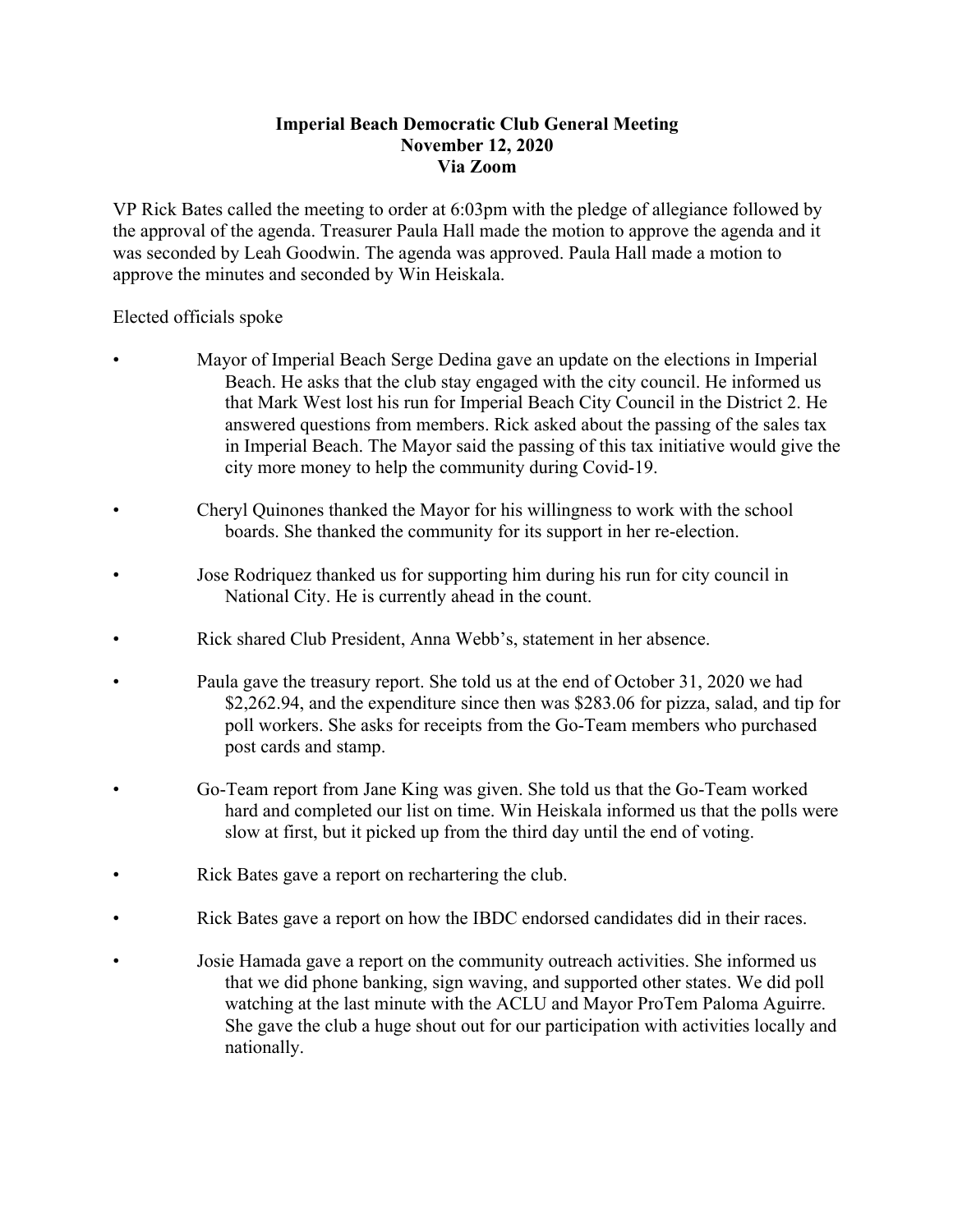**Imperial Beach Democratic Club General Meeting**
**November 12, 2020**
**Via Zoom**

VP Rick Bates called the meeting to order at 6:03pm with the pledge of allegiance followed by the approval of the agenda. Treasurer Paula Hall made the motion to approve the agenda and it was seconded by Leah Goodwin. The agenda was approved. Paula Hall made a motion to approve the minutes and seconded by Win Heiskala.

Elected officials spoke

- Mayor of Imperial Beach Serge Dedina gave an update on the elections in Imperial Beach. He asks that the club stay engaged with the city council. He informed us that Mark West lost his run for Imperial Beach City Council in the District 2. He answered questions from members. Rick asked about the passing of the sales tax in Imperial Beach. The Mayor said the passing of this tax initiative would give the city more money to help the community during Covid-19.

- Cheryl Quinones thanked the Mayor for his willingness to work with the school boards. She thanked the community for its support in her re-election.

- Jose Rodriquez thanked us for supporting him during his run for city council in National City. He is currently ahead in the count.

- Rick shared Club President, Anna Webb's, statement in her absence.

- Paula gave the treasury report. She told us at the end of October 31, 2020 we had $2,262.94, and the expenditure since then was $283.06 for pizza, salad, and tip for poll workers. She asks for receipts from the Go-Team members who purchased post cards and stamp.

- Go-Team report from Jane King was given. She told us that the Go-Team worked hard and completed our list on time. Win Heiskala informed us that the polls were slow at first, but it picked up from the third day until the end of voting.

- Rick Bates gave a report on rechartering the club.

- Rick Bates gave a report on how the IBDC endorsed candidates did in their races.

- Josie Hamada gave a report on the community outreach activities. She informed us that we did phone banking, sign waving, and supported other states. We did poll watching at the last minute with the ACLU and Mayor ProTem Paloma Aguirre. She gave the club a huge shout out for our participation with activities locally and nationally.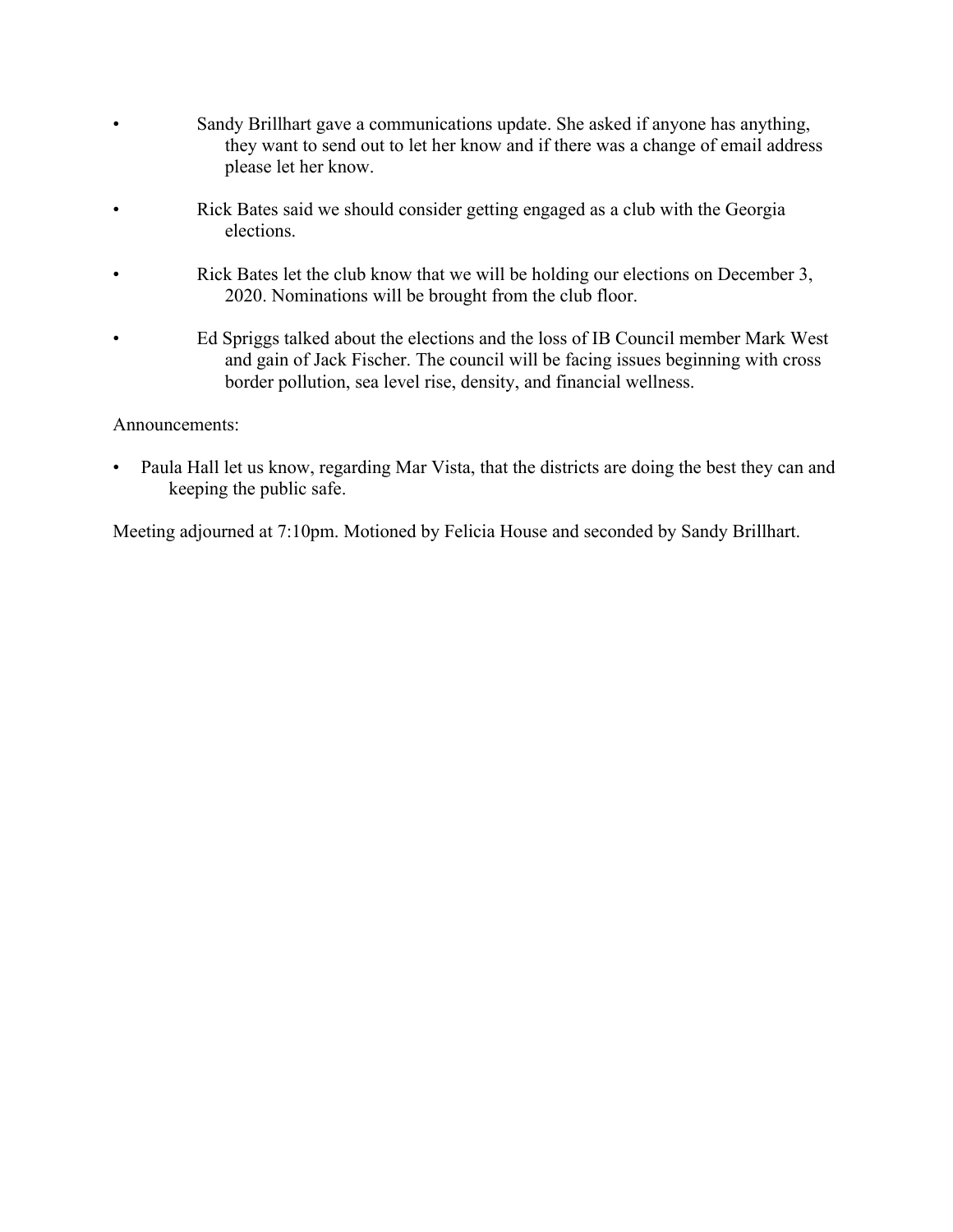- Sandy Brillhart gave a communications update. She asked if anyone has anything, they want to send out to let her know and if there was a change of email address please let her know.

- Rick Bates said we should consider getting engaged as a club with the Georgia elections.

- Rick Bates let the club know that we will be holding our elections on December 3, 2020. Nominations will be brought from the club floor.

- Ed Spriggs talked about the elections and the loss of IB Council member Mark West and gain of Jack Fischer. The council will be facing issues beginning with cross border pollution, sea level rise, density, and financial wellness.

Announcements:

- Paula Hall let us know, regarding Mar Vista, that the districts are doing the best they can and keeping the public safe.

Meeting adjourned at 7:10pm. Motioned by Felicia House and seconded by Sandy Brillhart.